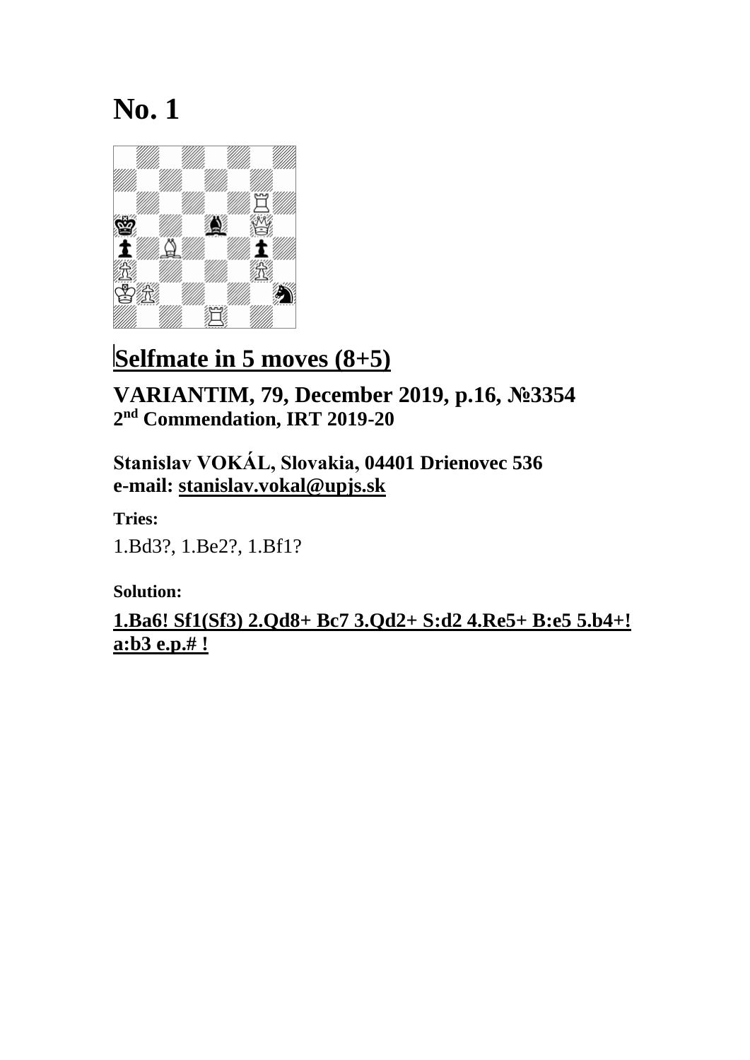# No. 1

## Selfmate in 5 moves (8+5)

### VARIANTIM, 79, December 2019, p.16, №3354
**2nd Commendation, IRT 2019-20**

**Stanislav VOKÁL, Slovakia, 04401 Drienovec 536**
**e-mail: stanislav.vokal@upjs.sk**

**Tries:**

1.Bd3?, 1.Be2?, 1.Bf1?

**Solution:**

**1.Ba6! Sf1(Sf3) 2.Qd8+ Bc7 3.Qd2+ S:d2 4.Re5+ B:e5 5.b4+! a:b3 e.p.# !**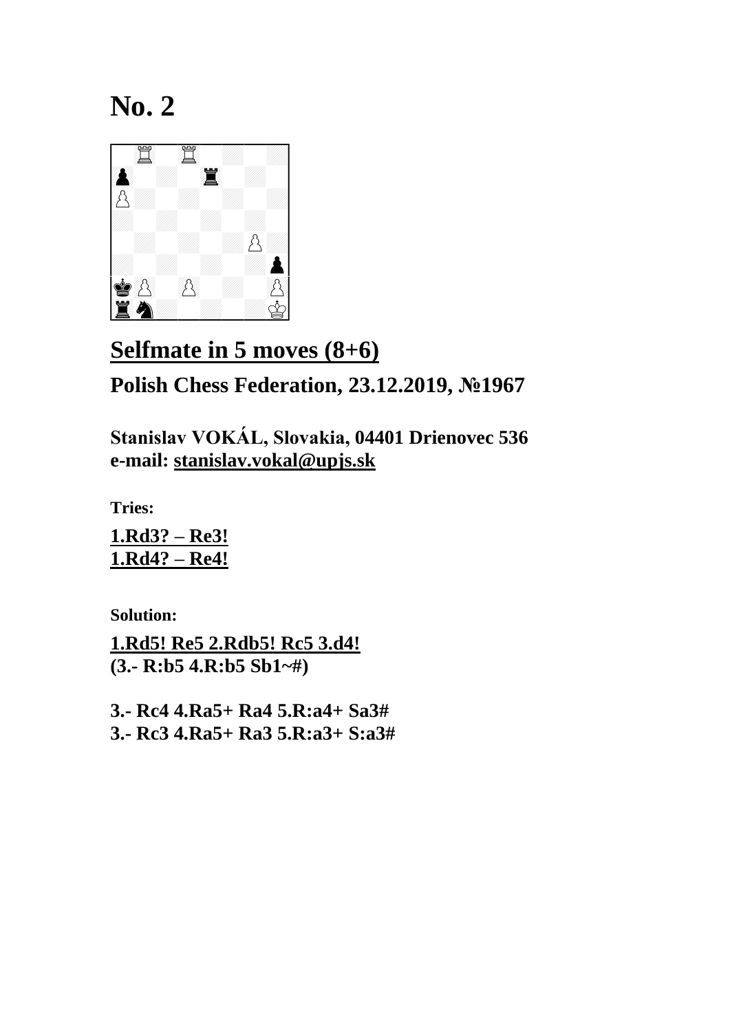# No. 2

## Selfmate in 5 moves (8+6)

### Polish Chess Federation, 23.12.2019, №1967

**Stanislav VOKÁL, Slovakia, 04401 Drienovec 536**
**e-mail: stanislav.vokal@upjs.sk**

**Tries:**

**1.Rd3? – Re3!**
**1.Rd4? – Re4!**

**Solution:**

**1.Rd5! Re5 2.Rdb5! Rc5 3.d4!**
**(3.- R:b5 4.R:b5 Sb1~#)**

**3.- Rc4 4.Ra5+ Ra4 5.R:a4+ Sa3#**
**3.- Rc3 4.Ra5+ Ra3 5.R:a3+ S:a3#**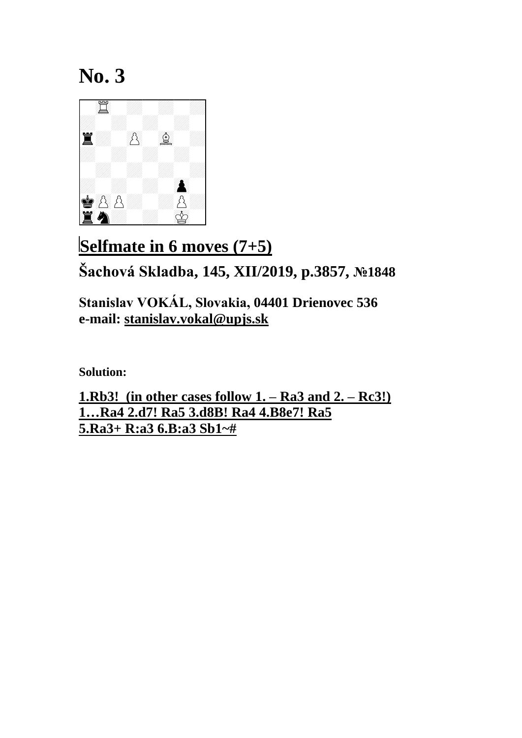# No. 3

## Selfmate in 6 moves (7+5)

**Šachová Skladba, 145, XII/2019, p.3857, №1848**

**Stanislav VOKÁL, Slovakia, 04401 Drienovec 536**
**e-mail: stanislav.vokal@upjs.sk**

**Solution:**

**1.Rb3! (in other cases follow 1. – Ra3 and 2. – Rc3!)**
**1…Ra4 2.d7! Ra5 3.d8B! Ra4 4.B8e7! Ra5**
**5.Ra3+ R:a3 6.B:a3 Sb1~#**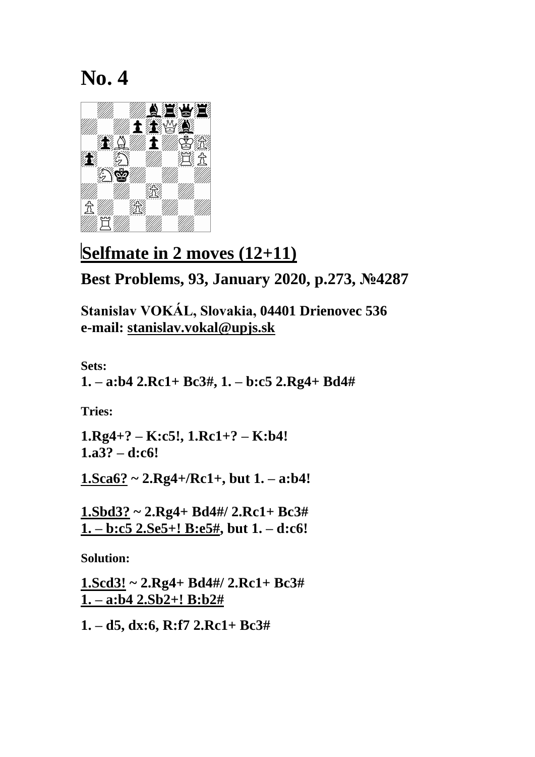# No. 4

## Selfmate in 2 moves (12+11)

### Best Problems, 93, January 2020, p.273, №4287

**Stanislav VOKÁL, Slovakia, 04401 Drienovec 536**
**e-mail: stanislav.vokal@upjs.sk**

**Sets:**

**1. – a:b4 2.Rc1+ Bc3#, 1. – b:c5 2.Rg4+ Bd4#**

**Tries:**

**1.Rg4+? – K:c5!, 1.Rc1+? – K:b4!**
**1.a3? – d:c6!**

**1.Sca6? ~ 2.Rg4+/Rc1+, but 1. – a:b4!**

**1.Sbd3? ~ 2.Rg4+ Bd4#/ 2.Rc1+ Bc3#**
**1. – b:c5 2.Se5+! B:e5#, but 1. – d:c6!**

**Solution:**

**1.Scd3! ~ 2.Rg4+ Bd4#/ 2.Rc1+ Bc3#**
**1. – a:b4 2.Sb2+! B:b2#**

**1. – d5, dx:6, R:f7 2.Rc1+ Bc3#**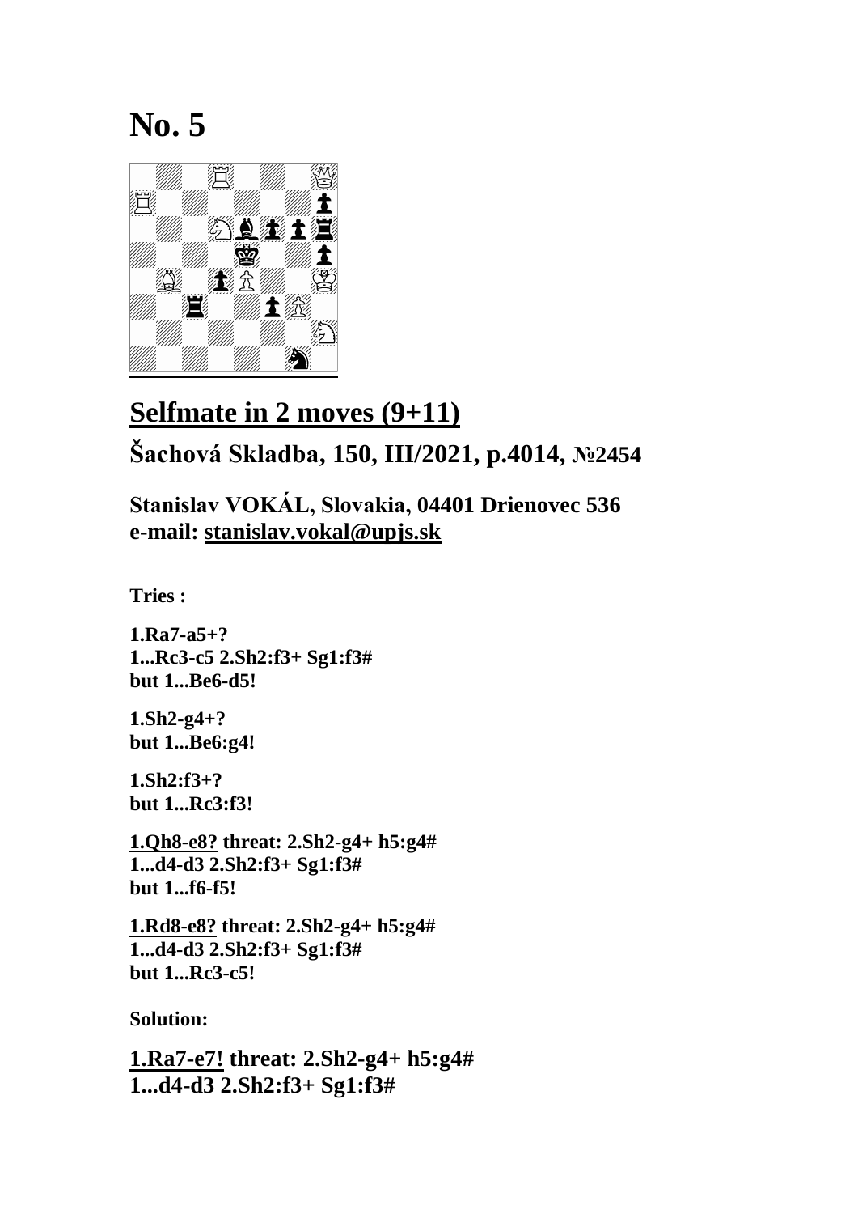# No. 5

## Selfmate in 2 moves (9+11)

### Šachová Skladba, 150, III/2021, p.4014, №2454

**Stanislav VOKÁL, Slovakia, 04401 Drienovec 536**
**e-mail: stanislav.vokal@upjs.sk**

**Tries :**

**1.Ra7-a5+?**
**1...Rc3-c5 2.Sh2:f3+ Sg1:f3#**
**but 1...Be6-d5!**

**1.Sh2-g4+?**
**but 1...Be6:g4!**

**1.Sh2:f3+?**
**but 1...Rc3:f3!**

**1.Qh8-e8? threat: 2.Sh2-g4+ h5:g4#**
**1...d4-d3 2.Sh2:f3+ Sg1:f3#**
**but 1...f6-f5!**

**1.Rd8-e8? threat: 2.Sh2-g4+ h5:g4#**
**1...d4-d3 2.Sh2:f3+ Sg1:f3#**
**but 1...Rc3-c5!**

**Solution:**

**1.Ra7-e7! threat: 2.Sh2-g4+ h5:g4#**
**1...d4-d3 2.Sh2:f3+ Sg1:f3#**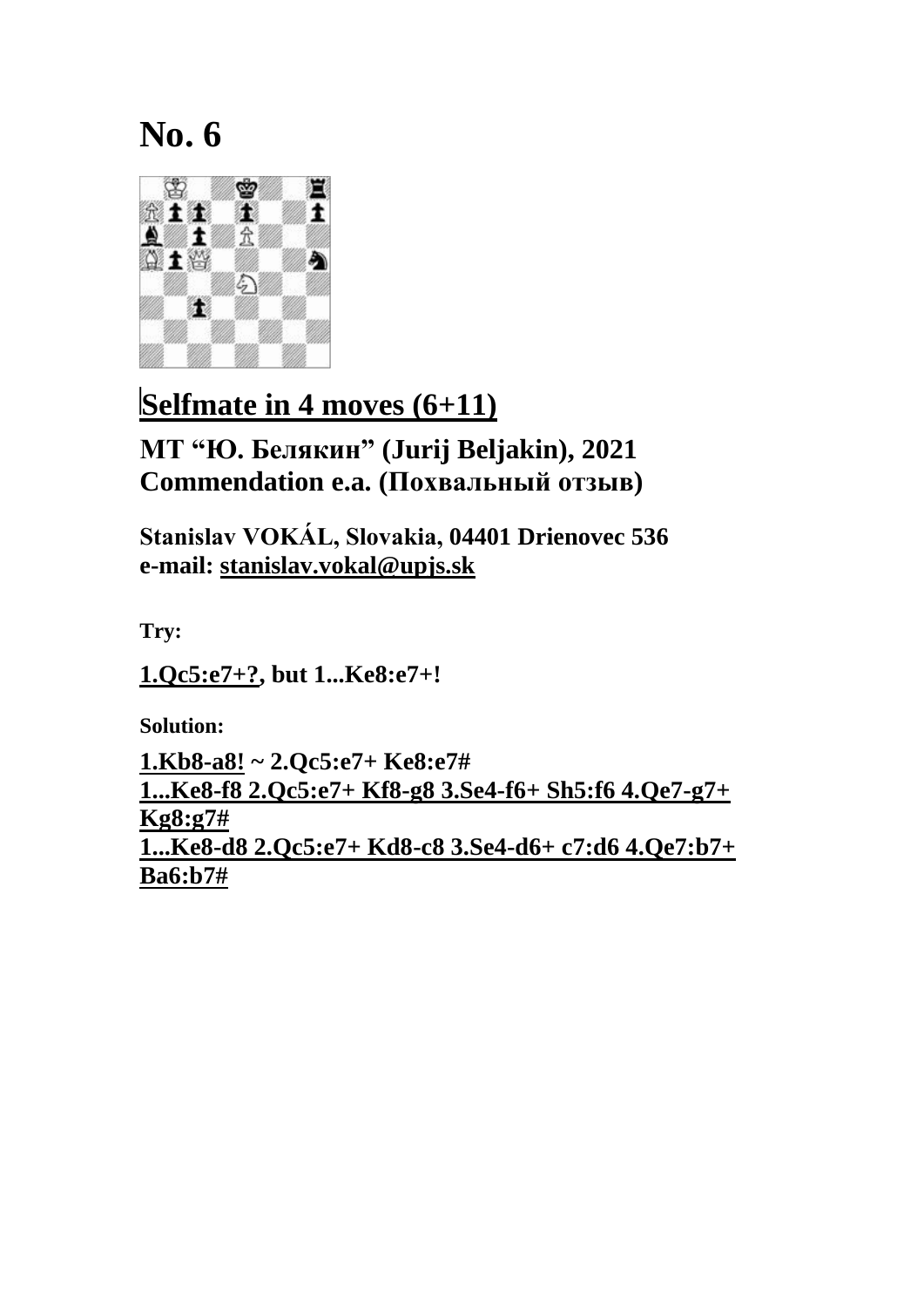# No. 6

## Selfmate in 4 moves (6+11)

### MT "Ю. Белякин" (Jurij Beljakin), 2021
### Commendation e.a. (Похвальный отзыв)

**Stanislav VOKÁL, Slovakia, 04401 Drienovec 536**
**e-mail: stanislav.vokal@upjs.sk**

**Try:**

**1.Qc5:e7+?, but 1...Ke8:e7+!**

**Solution:**

**1.Kb8-a8! ~ 2.Qc5:e7+ Ke8:e7#**
**1...Ke8-f8 2.Qc5:e7+ Kf8-g8 3.Se4-f6+ Sh5:f6 4.Qe7-g7+ Kg8:g7#**
**1...Ke8-d8 2.Qc5:e7+ Kd8-c8 3.Se4-d6+ c7:d6 4.Qe7:b7+ Ba6:b7#**